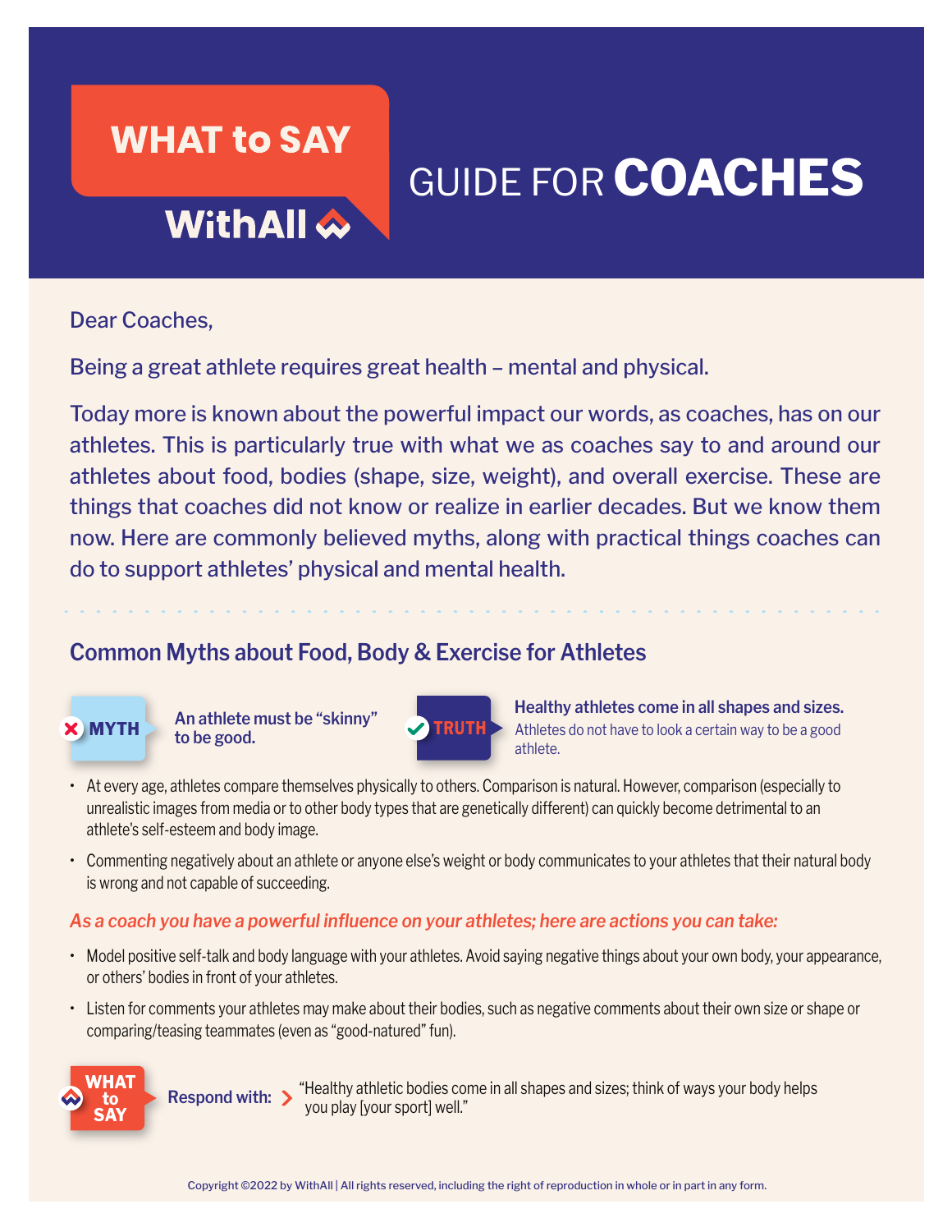# WHAT to SAY

WithAll

# GUIDE FOR **COACHES**

Dear Coaches,

Being a great athlete requires great health – mental and physical.

Today more is known about the powerful impact our words, as coaches, has on our athletes. This is particularly true with what we as coaches say to and around our athletes about food, bodies (shape, size, weight), and overall exercise. These are things that coaches did not know or realize in earlier decades. But we know them now. Here are commonly believed myths, along with practical things coaches can do to support athletes' physical and mental health.

## Common Myths about Food, Body & Exercise for Athletes

**MYTH** — **An athlete must be "skinny" to be good.**

**TRUTH** — **Healthy athletes come in all shapes and sizes.** Athletes do not have to look a certain way to be a good athlete.

- At every age, athletes compare themselves physically to others. Comparison is natural. However, comparison (especially to unrealistic images from media or to other body types that are genetically different) can quickly become detrimental to an athlete's self-esteem and body image.
- Commenting negatively about an athlete or anyone else's weight or body communicates to your athletes that their natural body is wrong and not capable of succeeding.

*As a coach you have a powerful influence on your athletes; here are actions you can take:*

- Model positive self-talk and body language with your athletes. Avoid saying negative things about your own body, your appearance, or others' bodies in front of your athletes.
- Listen for comments your athletes may make about their bodies, such as negative comments about their own size or shape or comparing/teasing teammates (even as "good-natured" fun).

**WHAT to SAY** — **Respond with:** "Healthy athletic bodies come in all shapes and sizes; think of ways your body helps you play [your sport] well."

Copyright ©2022 by WithAll | All rights reserved, including the right of reproduction in whole or in part in any form.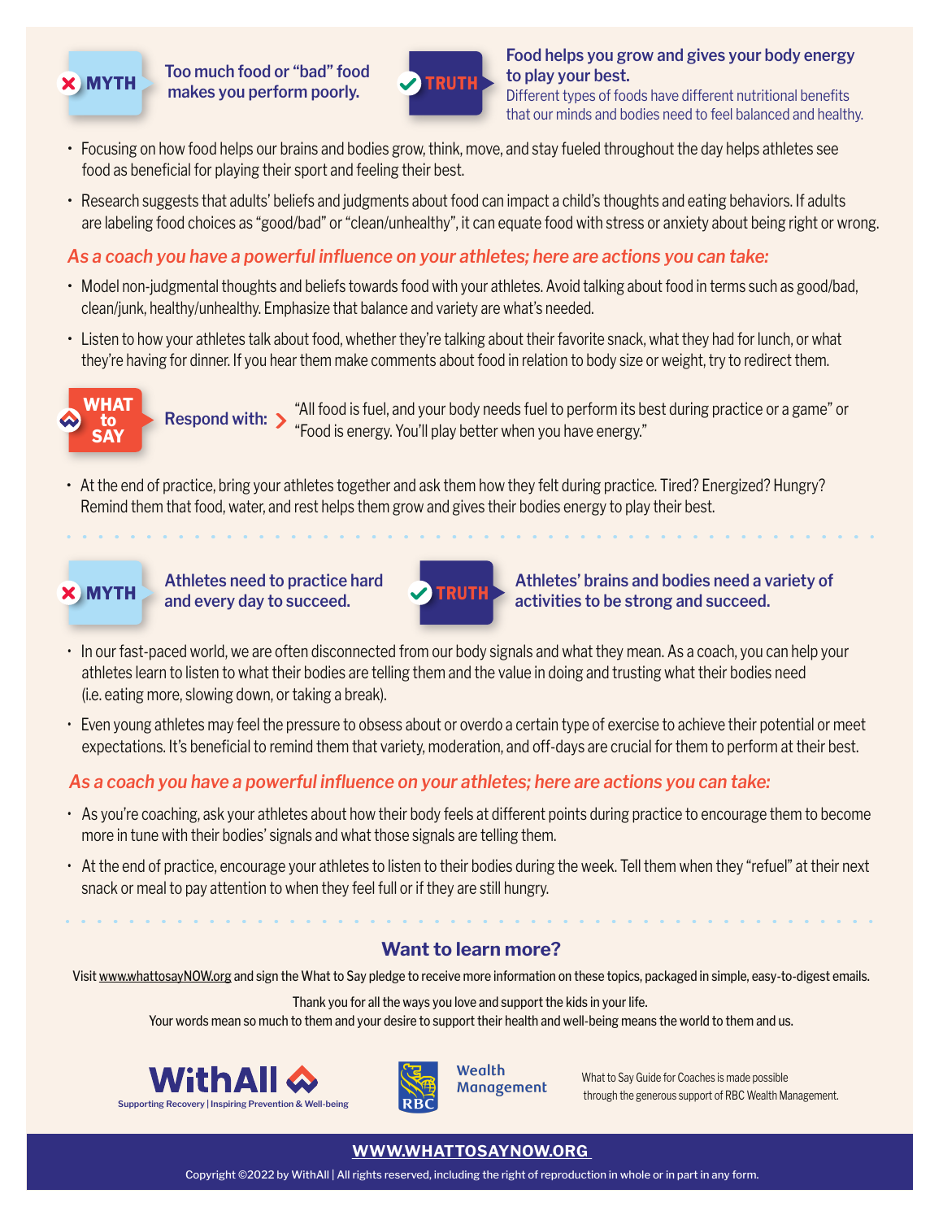**MYTH** Too much food or "bad" food makes you perform poorly.

**TRUTH** **Food helps you grow and gives your body energy to play your best.**
Different types of foods have different nutritional benefits that our minds and bodies need to feel balanced and healthy.

- Focusing on how food helps our brains and bodies grow, think, move, and stay fueled throughout the day helps athletes see food as beneficial for playing their sport and feeling their best.
- Research suggests that adults' beliefs and judgments about food can impact a child's thoughts and eating behaviors. If adults are labeling food choices as "good/bad" or "clean/unhealthy", it can equate food with stress or anxiety about being right or wrong.

*As a coach you have a powerful influence on your athletes; here are actions you can take:*

- Model non-judgmental thoughts and beliefs towards food with your athletes. Avoid talking about food in terms such as good/bad, clean/junk, healthy/unhealthy. Emphasize that balance and variety are what's needed.
- Listen to how your athletes talk about food, whether they're talking about their favorite snack, what they had for lunch, or what they're having for dinner. If you hear them make comments about food in relation to body size or weight, try to redirect them.

**WHAT to SAY** **Respond with:** "All food is fuel, and your body needs fuel to perform its best during practice or a game" or "Food is energy. You'll play better when you have energy."

- At the end of practice, bring your athletes together and ask them how they felt during practice. Tired? Energized? Hungry? Remind them that food, water, and rest helps them grow and gives their bodies energy to play their best.

**MYTH** Athletes need to practice hard and every day to succeed.

**TRUTH** Athletes' brains and bodies need a variety of activities to be strong and succeed.

- In our fast-paced world, we are often disconnected from our body signals and what they mean. As a coach, you can help your athletes learn to listen to what their bodies are telling them and the value in doing and trusting what their bodies need (i.e. eating more, slowing down, or taking a break).
- Even young athletes may feel the pressure to obsess about or overdo a certain type of exercise to achieve their potential or meet expectations. It's beneficial to remind them that variety, moderation, and off-days are crucial for them to perform at their best.

*As a coach you have a powerful influence on your athletes; here are actions you can take:*

- As you're coaching, ask your athletes about how their body feels at different points during practice to encourage them to become more in tune with their bodies' signals and what those signals are telling them.
- At the end of practice, encourage your athletes to listen to their bodies during the week. Tell them when they "refuel" at their next snack or meal to pay attention to when they feel full or if they are still hungry.

## Want to learn more?

Visit www.whattosayNOW.org and sign the What to Say pledge to receive more information on these topics, packaged in simple, easy-to-digest emails.

Thank you for all the ways you love and support the kids in your life.
Your words mean so much to them and your desire to support their health and well-being means the world to them and us.

WithAll — Supporting Recovery | Inspiring Prevention & Well-being

RBC Wealth Management

What to Say Guide for Coaches is made possible through the generous support of RBC Wealth Management.

WWW.WHATTOSAYNOW.ORG

Copyright ©2022 by WithAll | All rights reserved, including the right of reproduction in whole or in part in any form.